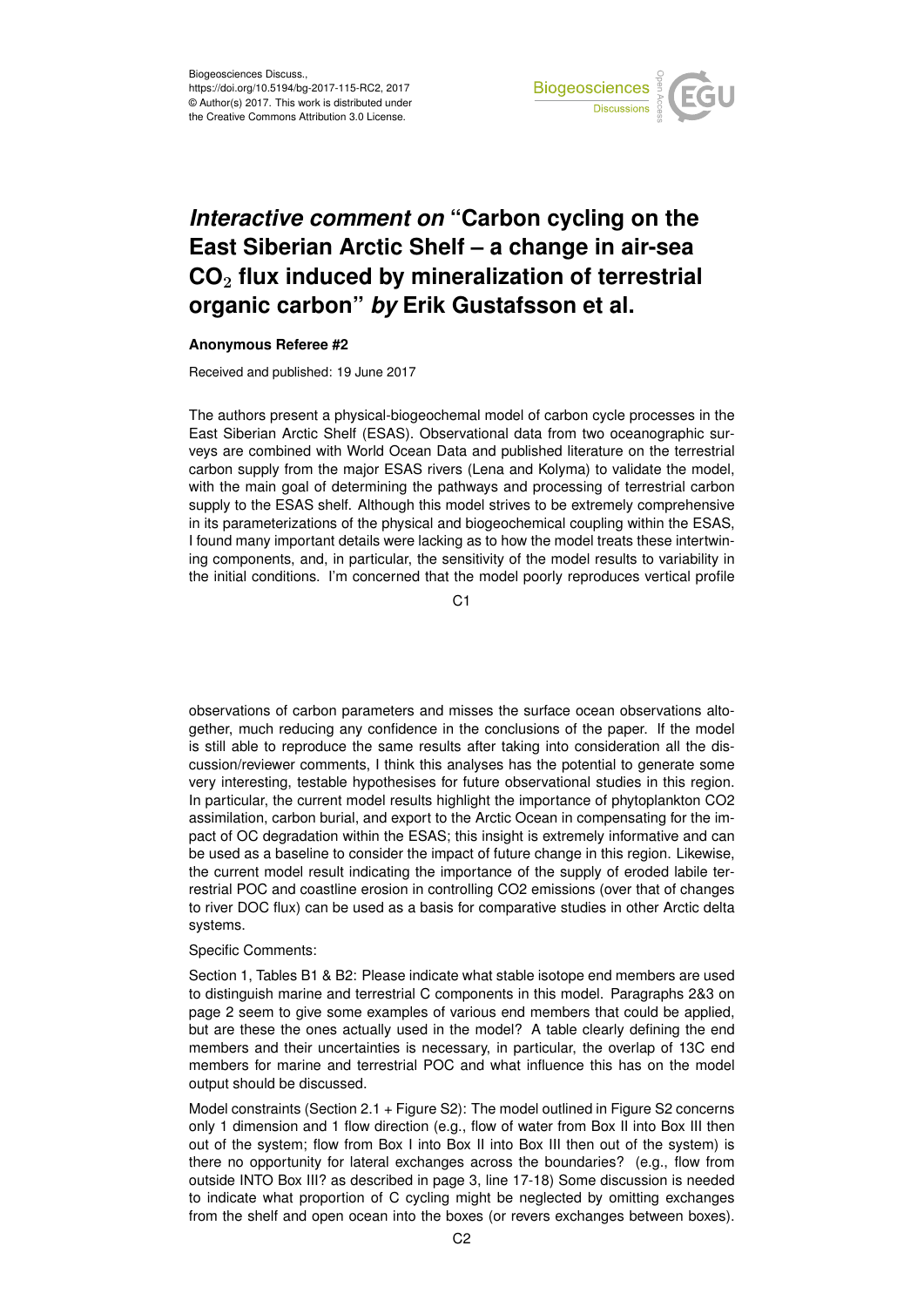Biogeosciences Discuss.,
https://doi.org/10.5194/bg-2017-115-RC2, 2017
© Author(s) 2017. This work is distributed under
the Creative Commons Attribution 3.0 License.

# *Interactive comment on* "Carbon cycling on the East Siberian Arctic Shelf – a change in air-sea $CO_2$ flux induced by mineralization of terrestrial organic carbon" *by* Erik Gustafsson et al.

**Anonymous Referee #2**

Received and published: 19 June 2017

The authors present a physical-biogeochemal model of carbon cycle processes in the East Siberian Arctic Shelf (ESAS). Observational data from two oceanographic surveys are combined with World Ocean Data and published literature on the terrestrial carbon supply from the major ESAS rivers (Lena and Kolyma) to validate the model, with the main goal of determining the pathways and processing of terrestrial carbon supply to the ESAS shelf. Although this model strives to be extremely comprehensive in its parameterizations of the physical and biogeochemical coupling within the ESAS, I found many important details were lacking as to how the model treats these intertwining components, and, in particular, the sensitivity of the model results to variability in the initial conditions. I'm concerned that the model poorly reproduces vertical profile observations of carbon parameters and misses the surface ocean observations altogether, much reducing any confidence in the conclusions of the paper. If the model is still able to reproduce the same results after taking into consideration all the discussion/reviewer comments, I think this analyses has the potential to generate some very interesting, testable hypothesises for future observational studies in this region. In particular, the current model results highlight the importance of phytoplankton CO2 assimilation, carbon burial, and export to the Arctic Ocean in compensating for the impact of OC degradation within the ESAS; this insight is extremely informative and can be used as a baseline to consider the impact of future change in this region. Likewise, the current model result indicating the importance of the supply of eroded labile terrestrial POC and coastline erosion in controlling CO2 emissions (over that of changes to river DOC flux) can be used as a basis for comparative studies in other Arctic delta systems.

Specific Comments:

Section 1, Tables B1 & B2: Please indicate what stable isotope end members are used to distinguish marine and terrestrial C components in this model. Paragraphs 2&3 on page 2 seem to give some examples of various end members that could be applied, but are these the ones actually used in the model? A table clearly defining the end members and their uncertainties is necessary, in particular, the overlap of 13C end members for marine and terrestrial POC and what influence this has on the model output should be discussed.

Model constraints (Section 2.1 + Figure S2): The model outlined in Figure S2 concerns only 1 dimension and 1 flow direction (e.g., flow of water from Box II into Box III then out of the system; flow from Box I into Box II into Box III then out of the system) is there no opportunity for lateral exchanges across the boundaries? (e.g., flow from outside INTO Box III? as described in page 3, line 17-18) Some discussion is needed to indicate what proportion of C cycling might be neglected by omitting exchanges from the shelf and open ocean into the boxes (or revers exchanges between boxes).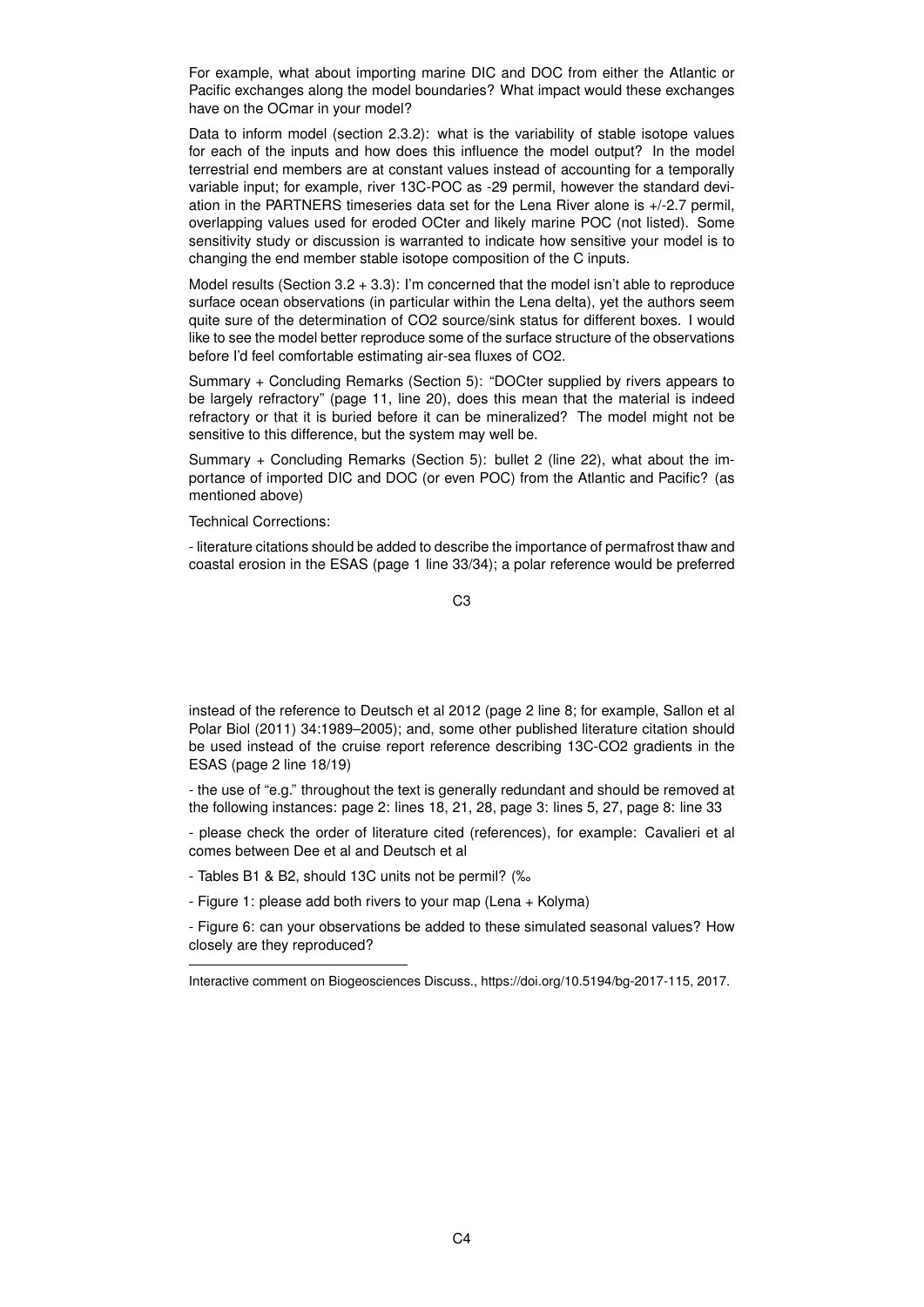For example, what about importing marine DIC and DOC from either the Atlantic or Pacific exchanges along the model boundaries? What impact would these exchanges have on the OCmar in your model?

Data to inform model (section 2.3.2): what is the variability of stable isotope values for each of the inputs and how does this influence the model output? In the model terrestrial end members are at constant values instead of accounting for a temporally variable input; for example, river 13C-POC as -29 permil, however the standard deviation in the PARTNERS timeseries data set for the Lena River alone is +/-2.7 permil, overlapping values used for eroded OCter and likely marine POC (not listed). Some sensitivity study or discussion is warranted to indicate how sensitive your model is to changing the end member stable isotope composition of the C inputs.

Model results (Section 3.2 + 3.3): I'm concerned that the model isn't able to reproduce surface ocean observations (in particular within the Lena delta), yet the authors seem quite sure of the determination of CO2 source/sink status for different boxes. I would like to see the model better reproduce some of the surface structure of the observations before I'd feel comfortable estimating air-sea fluxes of CO2.

Summary + Concluding Remarks (Section 5): "DOCter supplied by rivers appears to be largely refractory" (page 11, line 20), does this mean that the material is indeed refractory or that it is buried before it can be mineralized? The model might not be sensitive to this difference, but the system may well be.

Summary + Concluding Remarks (Section 5): bullet 2 (line 22), what about the importance of imported DIC and DOC (or even POC) from the Atlantic and Pacific? (as mentioned above)

Technical Corrections:

- literature citations should be added to describe the importance of permafrost thaw and coastal erosion in the ESAS (page 1 line 33/34); a polar reference would be preferred instead of the reference to Deutsch et al 2012 (page 2 line 8; for example, Sallon et al Polar Biol (2011) 34:1989–2005); and, some other published literature citation should be used instead of the cruise report reference describing 13C-CO2 gradients in the ESAS (page 2 line 18/19)

- the use of "e.g." throughout the text is generally redundant and should be removed at the following instances: page 2: lines 18, 21, 28, page 3: lines 5, 27, page 8: line 33

- please check the order of literature cited (references), for example: Cavalieri et al comes between Dee et al and Deutsch et al

- Tables B1 & B2, should 13C units not be permil? (‰

- Figure 1: please add both rivers to your map (Lena + Kolyma)

- Figure 6: can your observations be added to these simulated seasonal values? How closely are they reproduced?

---

Interactive comment on Biogeosciences Discuss., https://doi.org/10.5194/bg-2017-115, 2017.